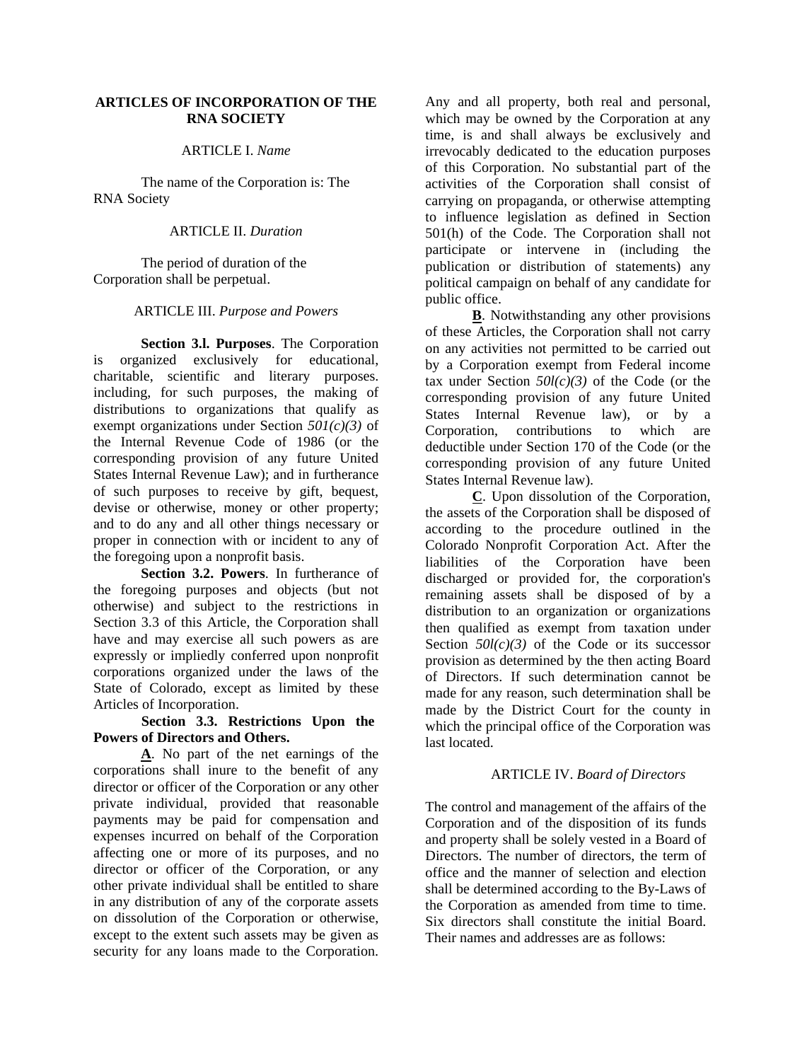**ARTICLES OF INCORPORATION OF THE RNA SOCIETY**

ARTICLE I. *Name*

The name of the Corporation is: The RNA Society

ARTICLE II. *Duration*

The period of duration of the Corporation shall be perpetual.

ARTICLE III. *Purpose and Powers*

**Section 3.l. Purposes**. The Corporation is organized exclusively for educational, charitable, scientific and literary purposes. including, for such purposes, the making of distributions to organizations that qualify as exempt organizations under Section *501(c)(3)* of the Internal Revenue Code of 1986 (or the corresponding provision of any future United States Internal Revenue Law); and in furtherance of such purposes to receive by gift, bequest, devise or otherwise, money or other property; and to do any and all other things necessary or proper in connection with or incident to any of the foregoing upon a nonprofit basis.

**Section 3.2. Powers**. In furtherance of the foregoing purposes and objects (but not otherwise) and subject to the restrictions in Section 3.3 of this Article, the Corporation shall have and may exercise all such powers as are expressly or impliedly conferred upon nonprofit corporations organized under the laws of the State of Colorado, except as limited by these Articles of Incorporation.

**Section 3.3. Restrictions Upon the Powers of Directors and Others.**

**A**. No part of the net earnings of the corporations shall inure to the benefit of any director or officer of the Corporation or any other private individual, provided that reasonable payments may be paid for compensation and expenses incurred on behalf of the Corporation affecting one or more of its purposes, and no director or officer of the Corporation, or any other private individual shall be entitled to share in any distribution of any of the corporate assets on dissolution of the Corporation or otherwise, except to the extent such assets may be given as security for any loans made to the Corporation. Any and all property, both real and personal, which may be owned by the Corporation at any time, is and shall always be exclusively and irrevocably dedicated to the education purposes of this Corporation. No substantial part of the activities of the Corporation shall consist of carrying on propaganda, or otherwise attempting to influence legislation as defined in Section 501(h) of the Code. The Corporation shall not participate or intervene in (including the publication or distribution of statements) any political campaign on behalf of any candidate for public office.

**B**. Notwithstanding any other provisions of these Articles, the Corporation shall not carry on any activities not permitted to be carried out by a Corporation exempt from Federal income tax under Section *50l(c)(3)* of the Code (or the corresponding provision of any future United States Internal Revenue law), or by a Corporation, contributions to which are deductible under Section 170 of the Code (or the corresponding provision of any future United States Internal Revenue law).

**C**. Upon dissolution of the Corporation, the assets of the Corporation shall be disposed of according to the procedure outlined in the Colorado Nonprofit Corporation Act. After the liabilities of the Corporation have been discharged or provided for, the corporation's remaining assets shall be disposed of by a distribution to an organization or organizations then qualified as exempt from taxation under Section *50l(c)(3)* of the Code or its successor provision as determined by the then acting Board of Directors. If such determination cannot be made for any reason, such determination shall be made by the District Court for the county in which the principal office of the Corporation was last located.

ARTICLE IV. *Board of Directors*

The control and management of the affairs of the Corporation and of the disposition of its funds and property shall be solely vested in a Board of Directors. The number of directors, the term of office and the manner of selection and election shall be determined according to the By-Laws of the Corporation as amended from time to time. Six directors shall constitute the initial Board. Their names and addresses are as follows: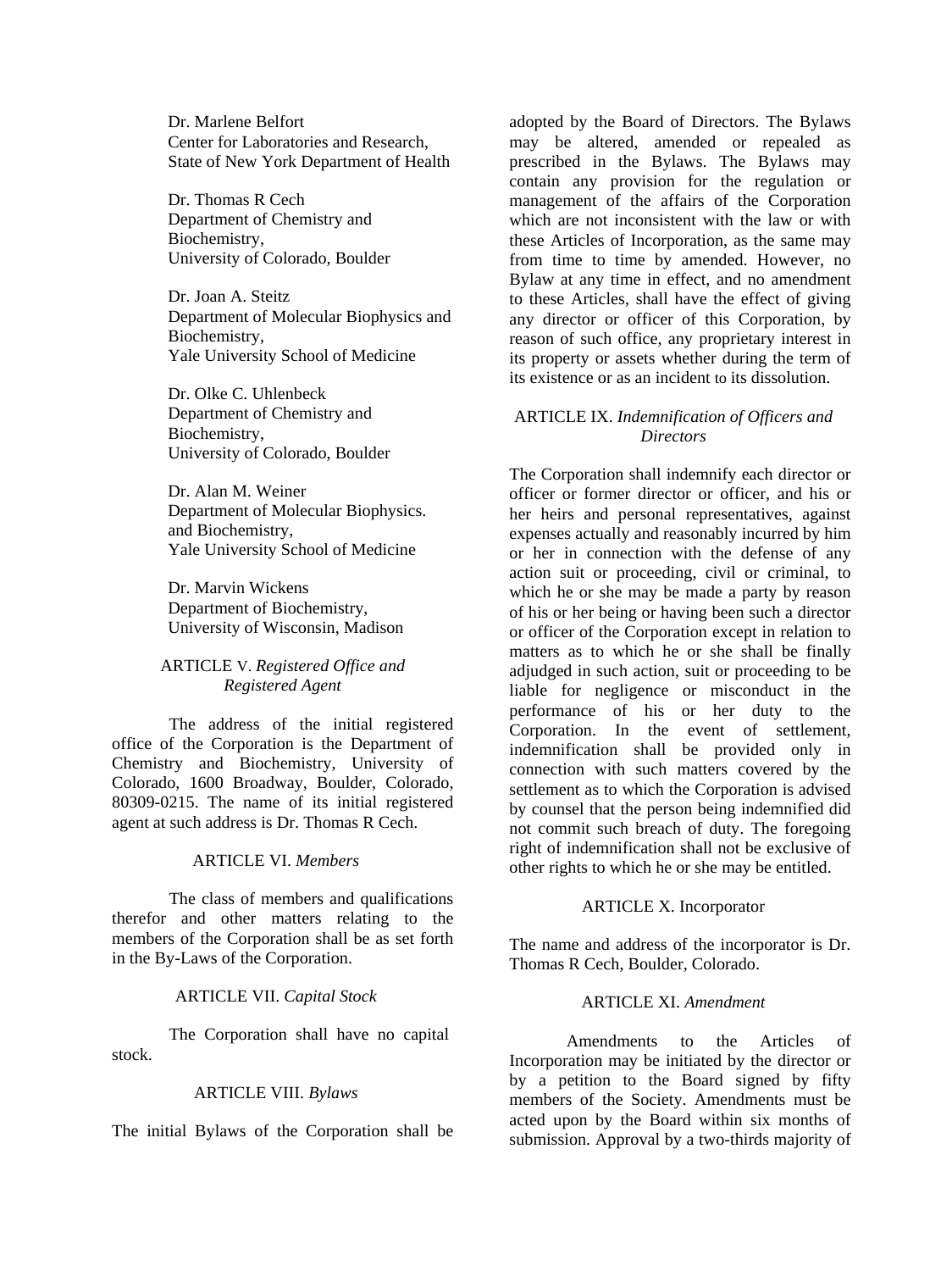Dr. Marlene Belfort
Center for Laboratories and Research,
State of New York Department of Health

Dr. Thomas R Cech
Department of Chemistry and Biochemistry,
University of Colorado, Boulder

Dr. Joan A. Steitz
Department of Molecular Biophysics and Biochemistry,
Yale University School of Medicine

Dr. Olke C. Uhlenbeck
Department of Chemistry and Biochemistry,
University of Colorado, Boulder

Dr. Alan M. Weiner
Department of Molecular Biophysics. and Biochemistry,
Yale University School of Medicine

Dr. Marvin Wickens
Department of Biochemistry,
University of Wisconsin, Madison

### ARTICLE V. *Registered Office and Registered Agent*

The address of the initial registered office of the Corporation is the Department of Chemistry and Biochemistry, University of Colorado, 1600 Broadway, Boulder, Colorado, 80309-0215. The name of its initial registered agent at such address is Dr. Thomas R Cech.

### ARTICLE VI. *Members*

The class of members and qualifications therefor and other matters relating to the members of the Corporation shall be as set forth in the By-Laws of the Corporation.

### ARTICLE VII. *Capital Stock*

The Corporation shall have no capital stock.

### ARTICLE VIII. *Bylaws*

The initial Bylaws of the Corporation shall be adopted by the Board of Directors. The Bylaws may be altered, amended or repealed as prescribed in the Bylaws. The Bylaws may contain any provision for the regulation or management of the affairs of the Corporation which are not inconsistent with the law or with these Articles of Incorporation, as the same may from time to time by amended. However, no Bylaw at any time in effect, and no amendment to these Articles, shall have the effect of giving any director or officer of this Corporation, by reason of such office, any proprietary interest in its property or assets whether during the term of its existence or as an incident to its dissolution.

### ARTICLE IX. *Indemnification of Officers and Directors*

The Corporation shall indemnify each director or officer or former director or officer, and his or her heirs and personal representatives, against expenses actually and reasonably incurred by him or her in connection with the defense of any action suit or proceeding, civil or criminal, to which he or she may be made a party by reason of his or her being or having been such a director or officer of the Corporation except in relation to matters as to which he or she shall be finally adjudged in such action, suit or proceeding to be liable for negligence or misconduct in the performance of his or her duty to the Corporation. In the event of settlement, indemnification shall be provided only in connection with such matters covered by the settlement as to which the Corporation is advised by counsel that the person being indemnified did not commit such breach of duty. The foregoing right of indemnification shall not be exclusive of other rights to which he or she may be entitled.

### ARTICLE X. Incorporator

The name and address of the incorporator is Dr. Thomas R Cech, Boulder, Colorado.

### ARTICLE XI. *Amendment*

Amendments to the Articles of Incorporation may be initiated by the director or by a petition to the Board signed by fifty members of the Society. Amendments must be acted upon by the Board within six months of submission. Approval by a two-thirds majority of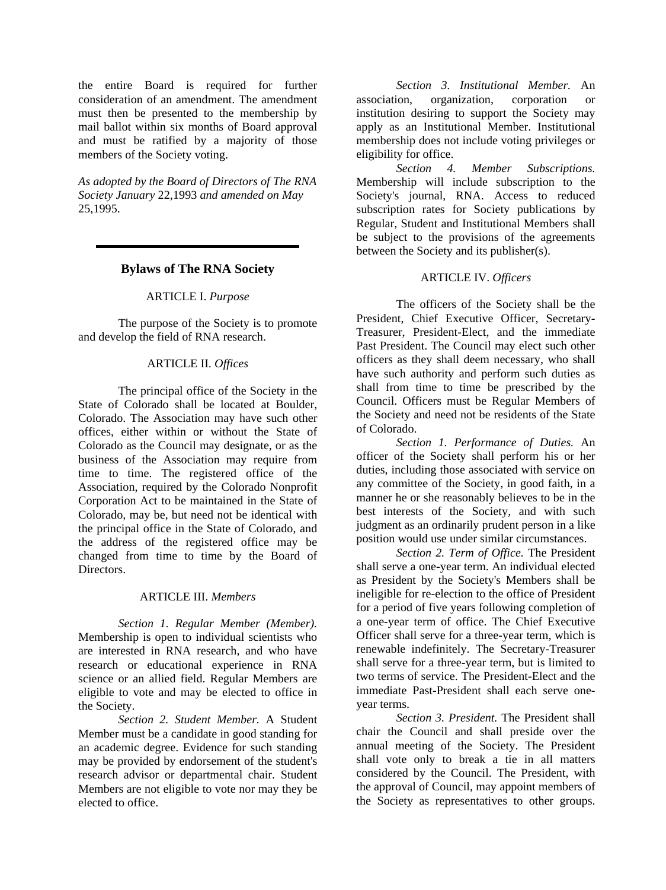the entire Board is required for further consideration of an amendment. The amendment must then be presented to the membership by mail ballot within six months of Board approval and must be ratified by a majority of those members of the Society voting.

*As adopted by the Board of Directors of The RNA Society January* 22,1993 *and amended on May* 25,1995.

---

## Bylaws of The RNA Society

### ARTICLE I. *Purpose*

The purpose of the Society is to promote and develop the field of RNA research.

### ARTICLE II. *Offices*

The principal office of the Society in the State of Colorado shall be located at Boulder, Colorado. The Association may have such other offices, either within or without the State of Colorado as the Council may designate, or as the business of the Association may require from time to time. The registered office of the Association, required by the Colorado Nonprofit Corporation Act to be maintained in the State of Colorado, may be, but need not be identical with the principal office in the State of Colorado, and the address of the registered office may be changed from time to time by the Board of Directors.

### ARTICLE III. *Members*

*Section 1. Regular Member (Member).* Membership is open to individual scientists who are interested in RNA research, and who have research or educational experience in RNA science or an allied field. Regular Members are eligible to vote and may be elected to office in the Society.

*Section 2. Student Member.* A Student Member must be a candidate in good standing for an academic degree. Evidence for such standing may be provided by endorsement of the student's research advisor or departmental chair. Student Members are not eligible to vote nor may they be elected to office.

*Section 3. Institutional Member.* An association, organization, corporation or institution desiring to support the Society may apply as an Institutional Member. Institutional membership does not include voting privileges or eligibility for office.

*Section 4. Member Subscriptions.* Membership will include subscription to the Society's journal, RNA. Access to reduced subscription rates for Society publications by Regular, Student and Institutional Members shall be subject to the provisions of the agreements between the Society and its publisher(s).

### ARTICLE IV. *Officers*

The officers of the Society shall be the President, Chief Executive Officer, Secretary-Treasurer, President-Elect, and the immediate Past President. The Council may elect such other officers as they shall deem necessary, who shall have such authority and perform such duties as shall from time to time be prescribed by the Council. Officers must be Regular Members of the Society and need not be residents of the State of Colorado.

*Section 1. Performance of Duties.* An officer of the Society shall perform his or her duties, including those associated with service on any committee of the Society, in good faith, in a manner he or she reasonably believes to be in the best interests of the Society, and with such judgment as an ordinarily prudent person in a like position would use under similar circumstances.

*Section 2. Term of Office.* The President shall serve a one-year term. An individual elected as President by the Society's Members shall be ineligible for re-election to the office of President for a period of five years following completion of a one-year term of office. The Chief Executive Officer shall serve for a three-year term, which is renewable indefinitely. The Secretary-Treasurer shall serve for a three-year term, but is limited to two terms of service. The President-Elect and the immediate Past-President shall each serve one-year terms.

*Section 3. President.* The President shall chair the Council and shall preside over the annual meeting of the Society. The President shall vote only to break a tie in all matters considered by the Council. The President, with the approval of Council, may appoint members of the Society as representatives to other groups.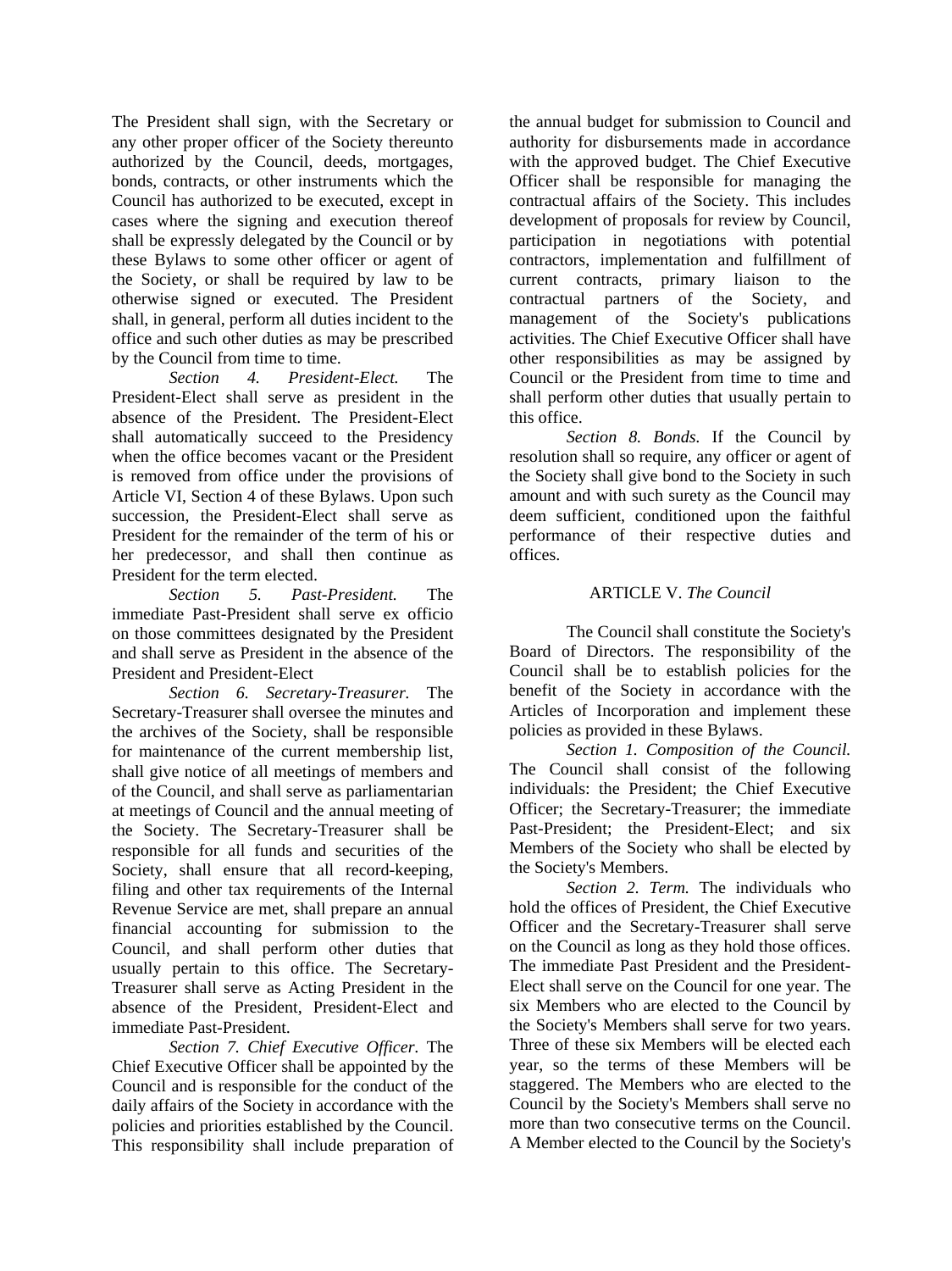The President shall sign, with the Secretary or any other proper officer of the Society thereunto authorized by the Council, deeds, mortgages, bonds, contracts, or other instruments which the Council has authorized to be executed, except in cases where the signing and execution thereof shall be expressly delegated by the Council or by these Bylaws to some other officer or agent of the Society, or shall be required by law to be otherwise signed or executed. The President shall, in general, perform all duties incident to the office and such other duties as may be prescribed by the Council from time to time.

*Section 4. President-Elect.* The President-Elect shall serve as president in the absence of the President. The President-Elect shall automatically succeed to the Presidency when the office becomes vacant or the President is removed from office under the provisions of Article VI, Section 4 of these Bylaws. Upon such succession, the President-Elect shall serve as President for the remainder of the term of his or her predecessor, and shall then continue as President for the term elected.

*Section 5. Past-President.* The immediate Past-President shall serve ex officio on those committees designated by the President and shall serve as President in the absence of the President and President-Elect

*Section 6. Secretary-Treasurer.* The Secretary-Treasurer shall oversee the minutes and the archives of the Society, shall be responsible for maintenance of the current membership list, shall give notice of all meetings of members and of the Council, and shall serve as parliamentarian at meetings of Council and the annual meeting of the Society. The Secretary-Treasurer shall be responsible for all funds and securities of the Society, shall ensure that all record-keeping, filing and other tax requirements of the Internal Revenue Service are met, shall prepare an annual financial accounting for submission to the Council, and shall perform other duties that usually pertain to this office. The Secretary-Treasurer shall serve as Acting President in the absence of the President, President-Elect and immediate Past-President.

*Section 7. Chief Executive Officer*. The Chief Executive Officer shall be appointed by the Council and is responsible for the conduct of the daily affairs of the Society in accordance with the policies and priorities established by the Council. This responsibility shall include preparation of the annual budget for submission to Council and authority for disbursements made in accordance with the approved budget. The Chief Executive Officer shall be responsible for managing the contractual affairs of the Society. This includes development of proposals for review by Council, participation in negotiations with potential contractors, implementation and fulfillment of current contracts, primary liaison to the contractual partners of the Society, and management of the Society's publications activities. The Chief Executive Officer shall have other responsibilities as may be assigned by Council or the President from time to time and shall perform other duties that usually pertain to this office.

*Section 8. Bonds.* If the Council by resolution shall so require, any officer or agent of the Society shall give bond to the Society in such amount and with such surety as the Council may deem sufficient, conditioned upon the faithful performance of their respective duties and offices.

## ARTICLE V. *The Council*

The Council shall constitute the Society's Board of Directors. The responsibility of the Council shall be to establish policies for the benefit of the Society in accordance with the Articles of Incorporation and implement these policies as provided in these Bylaws.

*Section 1. Composition of the Council.* The Council shall consist of the following individuals: the President; the Chief Executive Officer; the Secretary-Treasurer; the immediate Past-President; the President-Elect; and six Members of the Society who shall be elected by the Society's Members.

*Section 2. Term.* The individuals who hold the offices of President, the Chief Executive Officer and the Secretary-Treasurer shall serve on the Council as long as they hold those offices. The immediate Past President and the President-Elect shall serve on the Council for one year. The six Members who are elected to the Council by the Society's Members shall serve for two years. Three of these six Members will be elected each year, so the terms of these Members will be staggered. The Members who are elected to the Council by the Society's Members shall serve no more than two consecutive terms on the Council. A Member elected to the Council by the Society's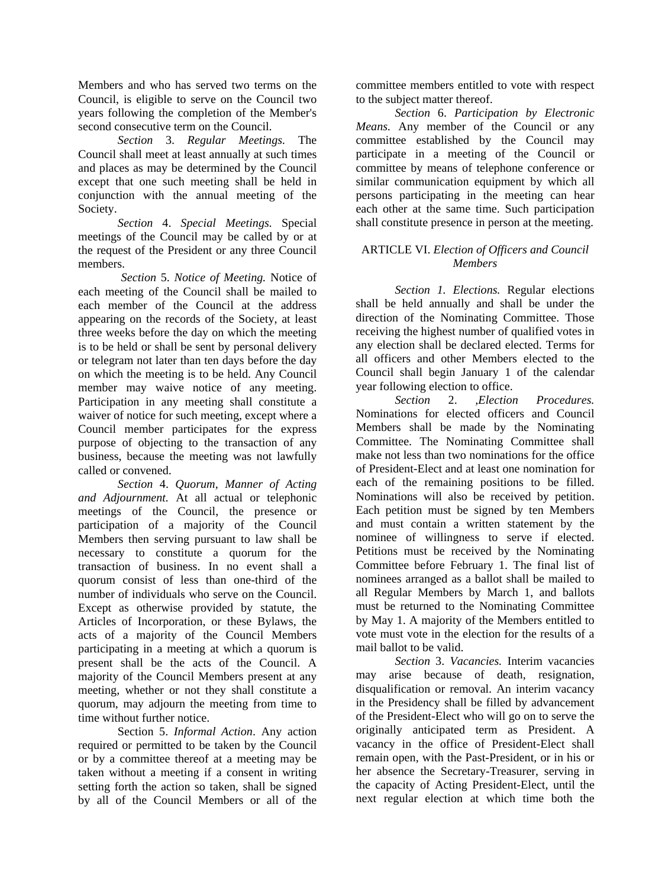Members and who has served two terms on the Council, is eligible to serve on the Council two years following the completion of the Member's second consecutive term on the Council.

*Section* 3. *Regular Meetings.* The Council shall meet at least annually at such times and places as may be determined by the Council except that one such meeting shall be held in conjunction with the annual meeting of the Society.

*Section* 4. *Special Meetings.* Special meetings of the Council may be called by or at the request of the President or any three Council members.

*Section* 5. *Notice of Meeting.* Notice of each meeting of the Council shall be mailed to each member of the Council at the address appearing on the records of the Society, at least three weeks before the day on which the meeting is to be held or shall be sent by personal delivery or telegram not later than ten days before the day on which the meeting is to be held. Any Council member may waive notice of any meeting. Participation in any meeting shall constitute a waiver of notice for such meeting, except where a Council member participates for the express purpose of objecting to the transaction of any business, because the meeting was not lawfully called or convened.

*Section* 4. *Quorum, Manner of Acting and Adjournment.* At all actual or telephonic meetings of the Council, the presence or participation of a majority of the Council Members then serving pursuant to law shall be necessary to constitute a quorum for the transaction of business. In no event shall a quorum consist of less than one-third of the number of individuals who serve on the Council. Except as otherwise provided by statute, the Articles of Incorporation, or these Bylaws, the acts of a majority of the Council Members participating in a meeting at which a quorum is present shall be the acts of the Council. A majority of the Council Members present at any meeting, whether or not they shall constitute a quorum, may adjourn the meeting from time to time without further notice.

Section 5. *Informal Action*. Any action required or permitted to be taken by the Council or by a committee thereof at a meeting may be taken without a meeting if a consent in writing setting forth the action so taken, shall be signed by all of the Council Members or all of the committee members entitled to vote with respect to the subject matter thereof.

*Section* 6. *Participation by Electronic Means.* Any member of the Council or any committee established by the Council may participate in a meeting of the Council or committee by means of telephone conference or similar communication equipment by which all persons participating in the meeting can hear each other at the same time. Such participation shall constitute presence in person at the meeting.

## ARTICLE VI. *Election of Officers and Council Members*

*Section 1. Elections.* Regular elections shall be held annually and shall be under the direction of the Nominating Committee. Those receiving the highest number of qualified votes in any election shall be declared elected. Terms for all officers and other Members elected to the Council shall begin January 1 of the calendar year following election to office.

*Section* 2. *,Election Procedures.* Nominations for elected officers and Council Members shall be made by the Nominating Committee. The Nominating Committee shall make not less than two nominations for the office of President-Elect and at least one nomination for each of the remaining positions to be filled. Nominations will also be received by petition. Each petition must be signed by ten Members and must contain a written statement by the nominee of willingness to serve if elected. Petitions must be received by the Nominating Committee before February 1. The final list of nominees arranged as a ballot shall be mailed to all Regular Members by March 1, and ballots must be returned to the Nominating Committee by May 1. A majority of the Members entitled to vote must vote in the election for the results of a mail ballot to be valid.

*Section* 3. *Vacancies.* Interim vacancies may arise because of death, resignation, disqualification or removal. An interim vacancy in the Presidency shall be filled by advancement of the President-Elect who will go on to serve the originally anticipated term as President. A vacancy in the office of President-Elect shall remain open, with the Past-President, or in his or her absence the Secretary-Treasurer, serving in the capacity of Acting President-Elect, until the next regular election at which time both the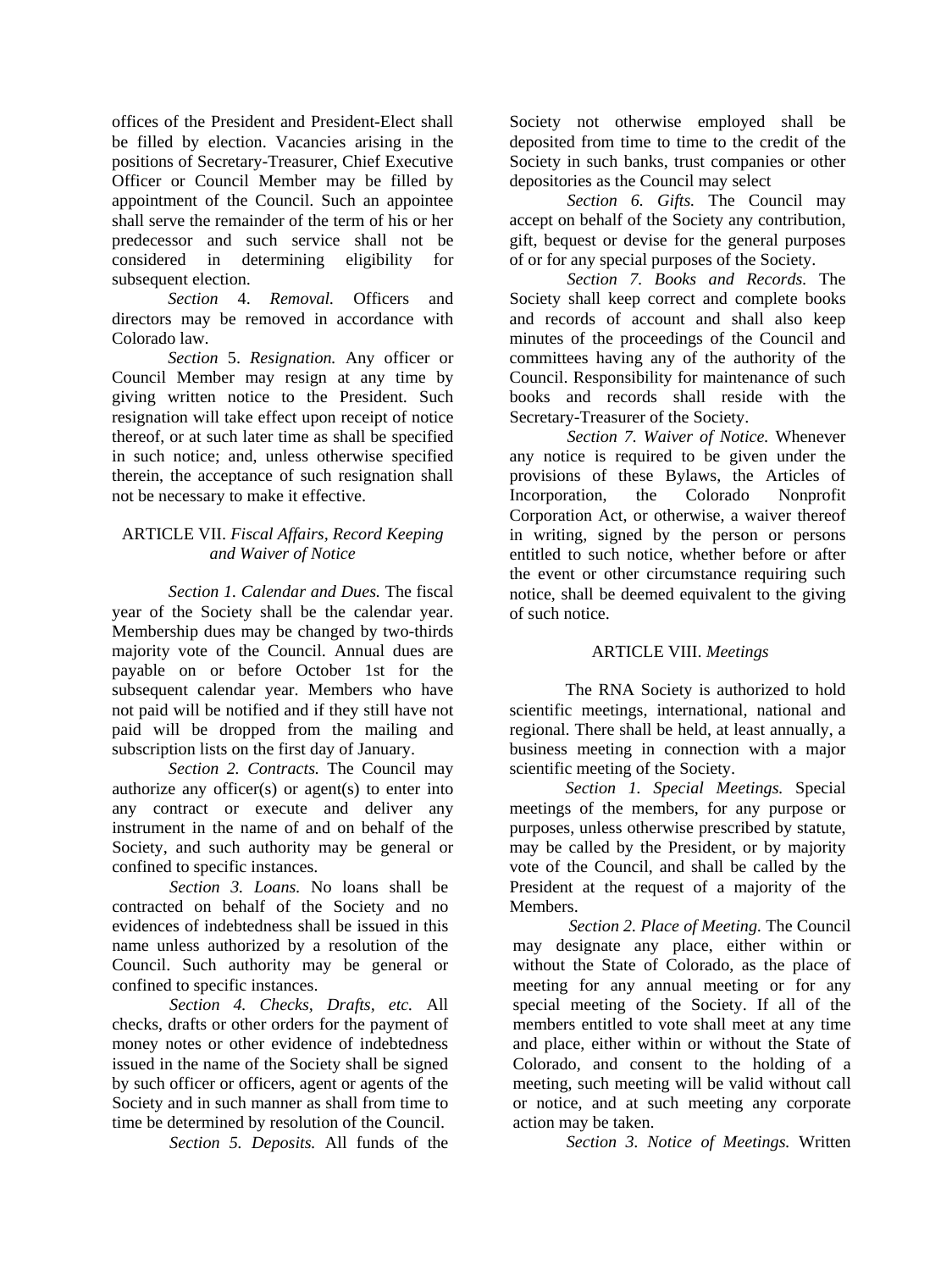offices of the President and President-Elect shall be filled by election. Vacancies arising in the positions of Secretary-Treasurer, Chief Executive Officer or Council Member may be filled by appointment of the Council. Such an appointee shall serve the remainder of the term of his or her predecessor and such service shall not be considered in determining eligibility for subsequent election.

*Section* 4. *Removal.* Officers and directors may be removed in accordance with Colorado law.

*Section* 5. *Resignation.* Any officer or Council Member may resign at any time by giving written notice to the President. Such resignation will take effect upon receipt of notice thereof, or at such later time as shall be specified in such notice; and, unless otherwise specified therein, the acceptance of such resignation shall not be necessary to make it effective.

## ARTICLE VII. *Fiscal Affairs, Record Keeping and Waiver of Notice*

*Section 1. Calendar and Dues.* The fiscal year of the Society shall be the calendar year. Membership dues may be changed by two-thirds majority vote of the Council. Annual dues are payable on or before October 1st for the subsequent calendar year. Members who have not paid will be notified and if they still have not paid will be dropped from the mailing and subscription lists on the first day of January.

*Section 2. Contracts.* The Council may authorize any officer(s) or agent(s) to enter into any contract or execute and deliver any instrument in the name of and on behalf of the Society, and such authority may be general or confined to specific instances.

*Section 3. Loans.* No loans shall be contracted on behalf of the Society and no evidences of indebtedness shall be issued in this name unless authorized by a resolution of the Council. Such authority may be general or confined to specific instances.

*Section 4. Checks, Drafts, etc.* All checks, drafts or other orders for the payment of money notes or other evidence of indebtedness issued in the name of the Society shall be signed by such officer or officers, agent or agents of the Society and in such manner as shall from time to time be determined by resolution of the Council.

*Section 5. Deposits.* All funds of the Society not otherwise employed shall be deposited from time to time to the credit of the Society in such banks, trust companies or other depositories as the Council may select

*Section 6. Gifts.* The Council may accept on behalf of the Society any contribution, gift, bequest or devise for the general purposes of or for any special purposes of the Society.

*Section 7. Books and Records.* The Society shall keep correct and complete books and records of account and shall also keep minutes of the proceedings of the Council and committees having any of the authority of the Council. Responsibility for maintenance of such books and records shall reside with the Secretary-Treasurer of the Society.

*Section 7. Waiver of Notice.* Whenever any notice is required to be given under the provisions of these Bylaws, the Articles of Incorporation, the Colorado Nonprofit Corporation Act, or otherwise, a waiver thereof in writing, signed by the person or persons entitled to such notice, whether before or after the event or other circumstance requiring such notice, shall be deemed equivalent to the giving of such notice.

## ARTICLE VIII. *Meetings*

The RNA Society is authorized to hold scientific meetings, international, national and regional. There shall be held, at least annually, a business meeting in connection with a major scientific meeting of the Society.

*Section 1. Special Meetings.* Special meetings of the members, for any purpose or purposes, unless otherwise prescribed by statute, may be called by the President, or by majority vote of the Council, and shall be called by the President at the request of a majority of the Members.

*Section 2. Place of Meeting.* The Council may designate any place, either within or without the State of Colorado, as the place of meeting for any annual meeting or for any special meeting of the Society. If all of the members entitled to vote shall meet at any time and place, either within or without the State of Colorado, and consent to the holding of a meeting, such meeting will be valid without call or notice, and at such meeting any corporate action may be taken.

*Section 3. Notice of Meetings.* Written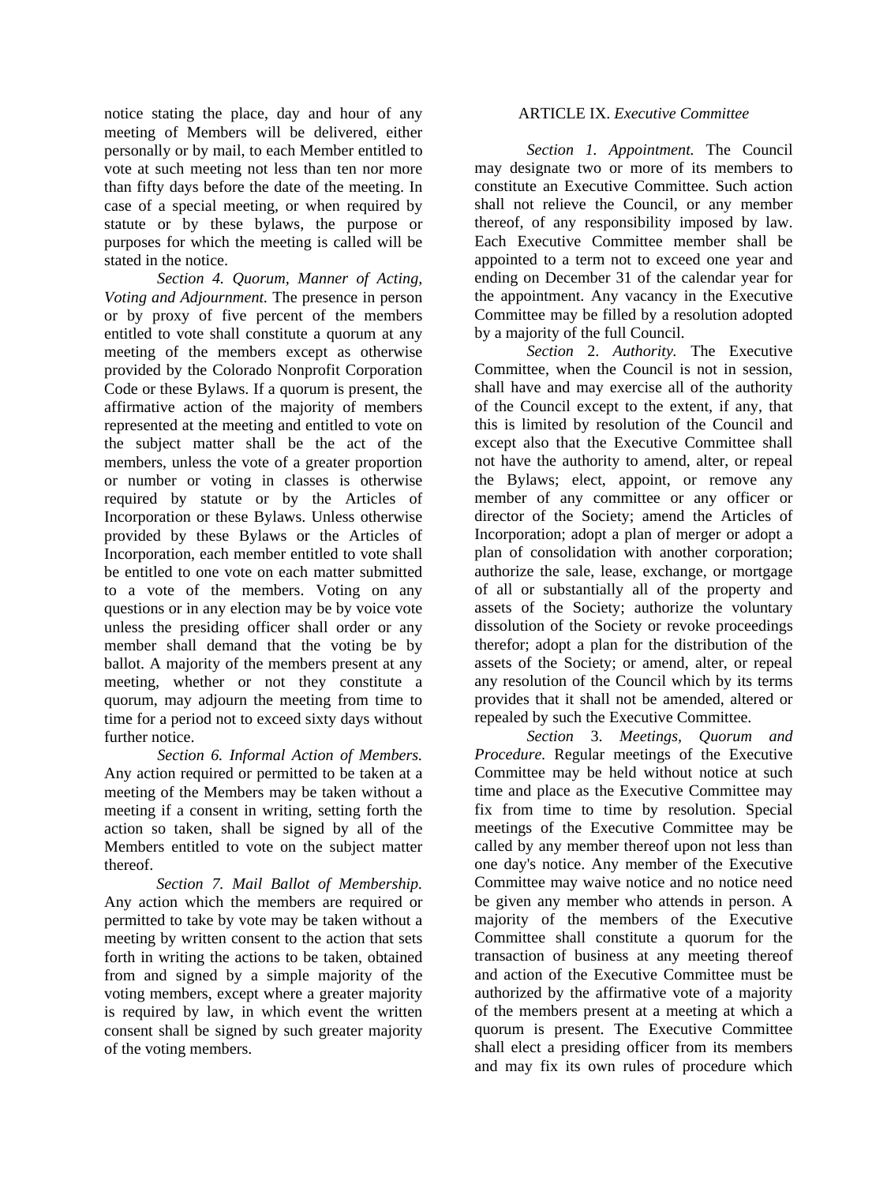notice stating the place, day and hour of any meeting of Members will be delivered, either personally or by mail, to each Member entitled to vote at such meeting not less than ten nor more than fifty days before the date of the meeting. In case of a special meeting, or when required by statute or by these bylaws, the purpose or purposes for which the meeting is called will be stated in the notice.

*Section 4. Quorum, Manner of Acting, Voting and Adjournment.* The presence in person or by proxy of five percent of the members entitled to vote shall constitute a quorum at any meeting of the members except as otherwise provided by the Colorado Nonprofit Corporation Code or these Bylaws. If a quorum is present, the affirmative action of the majority of members represented at the meeting and entitled to vote on the subject matter shall be the act of the members, unless the vote of a greater proportion or number or voting in classes is otherwise required by statute or by the Articles of Incorporation or these Bylaws. Unless otherwise provided by these Bylaws or the Articles of Incorporation, each member entitled to vote shall be entitled to one vote on each matter submitted to a vote of the members. Voting on any questions or in any election may be by voice vote unless the presiding officer shall order or any member shall demand that the voting be by ballot. A majority of the members present at any meeting, whether or not they constitute a quorum, may adjourn the meeting from time to time for a period not to exceed sixty days without further notice.

*Section 6. Informal Action of Members.* Any action required or permitted to be taken at a meeting of the Members may be taken without a meeting if a consent in writing, setting forth the action so taken, shall be signed by all of the Members entitled to vote on the subject matter thereof.

*Section 7. Mail Ballot of Membership.* Any action which the members are required or permitted to take by vote may be taken without a meeting by written consent to the action that sets forth in writing the actions to be taken, obtained from and signed by a simple majority of the voting members, except where a greater majority is required by law, in which event the written consent shall be signed by such greater majority of the voting members.

## ARTICLE IX. *Executive Committee*

*Section 1. Appointment.* The Council may designate two or more of its members to constitute an Executive Committee. Such action shall not relieve the Council, or any member thereof, of any responsibility imposed by law. Each Executive Committee member shall be appointed to a term not to exceed one year and ending on December 31 of the calendar year for the appointment. Any vacancy in the Executive Committee may be filled by a resolution adopted by a majority of the full Council.

*Section* 2. *Authority.* The Executive Committee, when the Council is not in session, shall have and may exercise all of the authority of the Council except to the extent, if any, that this is limited by resolution of the Council and except also that the Executive Committee shall not have the authority to amend, alter, or repeal the Bylaws; elect, appoint, or remove any member of any committee or any officer or director of the Society; amend the Articles of Incorporation; adopt a plan of merger or adopt a plan of consolidation with another corporation; authorize the sale, lease, exchange, or mortgage of all or substantially all of the property and assets of the Society; authorize the voluntary dissolution of the Society or revoke proceedings therefor; adopt a plan for the distribution of the assets of the Society; or amend, alter, or repeal any resolution of the Council which by its terms provides that it shall not be amended, altered or repealed by such the Executive Committee.

*Section* 3. *Meetings, Quorum and Procedure.* Regular meetings of the Executive Committee may be held without notice at such time and place as the Executive Committee may fix from time to time by resolution. Special meetings of the Executive Committee may be called by any member thereof upon not less than one day's notice. Any member of the Executive Committee may waive notice and no notice need be given any member who attends in person. A majority of the members of the Executive Committee shall constitute a quorum for the transaction of business at any meeting thereof and action of the Executive Committee must be authorized by the affirmative vote of a majority of the members present at a meeting at which a quorum is present. The Executive Committee shall elect a presiding officer from its members and may fix its own rules of procedure which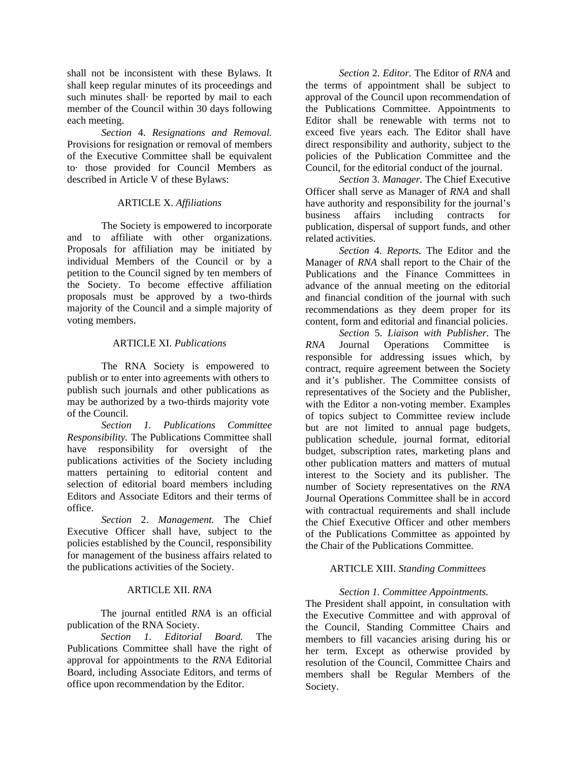shall not be inconsistent with these Bylaws. It shall keep regular minutes of its proceedings and such minutes shall· be reported by mail to each member of the Council within 30 days following each meeting.

*Section* 4. *Resignations and Removal.* Provisions for resignation or removal of members of the Executive Committee shall be equivalent to· those provided for Council Members as described in Article V of these Bylaws:

## ARTICLE X. *Affiliations*

The Society is empowered to incorporate and to affiliate with other organizations. Proposals for affiliation may be initiated by individual Members of the Council or by a petition to the Council signed by ten members of the Society. To become effective affiliation proposals must be approved by a two-thirds majority of the Council and a simple majority of voting members.

## ARTICLE XI. *Publications*

The RNA Society is empowered to publish or to enter into agreements with others to publish such journals and other publications as may be authorized by a two-thirds majority vote of the Council.

*Section 1. Publications Committee Responsibility.* The Publications Committee shall have responsibility for oversight of the publications activities of the Society including matters pertaining to editorial content and selection of editorial board members including Editors and Associate Editors and their terms of office.

*Section* 2. *Management.* The Chief Executive Officer shall have, subject to the policies established by the Council, responsibility for management of the business affairs related to the publications activities of the Society.

## ARTICLE XII. *RNA*

The journal entitled *RNA* is an official publication of the RNA Society.

*Section 1. Editorial Board.* The Publications Committee shall have the right of approval for appointments to the *RNA* Editorial Board, including Associate Editors, and terms of office upon recommendation by the Editor.

*Section* 2. *Editor.* The Editor of *RNA* and the terms of appointment shall be subject to approval of the Council upon recommendation of the Publications Committee. Appointments to Editor shall be renewable with terms not to exceed five years each. The Editor shall have direct responsibility and authority, subject to the policies of the Publication Committee and the Council, for the editorial conduct of the journal.

*Section* 3. *Manager.* The Chief Executive Officer shall serve as Manager of *RNA* and shall have authority and responsibility for the journal's business affairs including contracts for publication, dispersal of support funds, and other related activities.

*Section* 4. *Reports.* The Editor and the Manager of *RNA* shall report to the Chair of the Publications and the Finance Committees in advance of the annual meeting on the editorial and financial condition of the journal with such recommendations as they deem proper for its content, form and editorial and financial policies.

*Section* 5. *Liaison with Publisher.* The *RNA* Journal Operations Committee is responsible for addressing issues which, by contract, require agreement between the Society and it's publisher. The Committee consists of representatives of the Society and the Publisher, with the Editor a non-voting member. Examples of topics subject to Committee review include but are not limited to annual page budgets, publication schedule, journal format, editorial budget, subscription rates, marketing plans and other publication matters and matters of mutual interest to the Society and its publisher. The number of Society representatives on the *RNA* Journal Operations Committee shall be in accord with contractual requirements and shall include the Chief Executive Officer and other members of the Publications Committee as appointed by the Chair of the Publications Committee.

## ARTICLE XIII. *Standing Committees*

*Section 1. Committee Appointments.* The President shall appoint, in consultation with the Executive Committee and with approval of the Council, Standing Committee Chairs and members to fill vacancies arising during his or her term. Except as otherwise provided by resolution of the Council, Committee Chairs and members shall be Regular Members of the Society.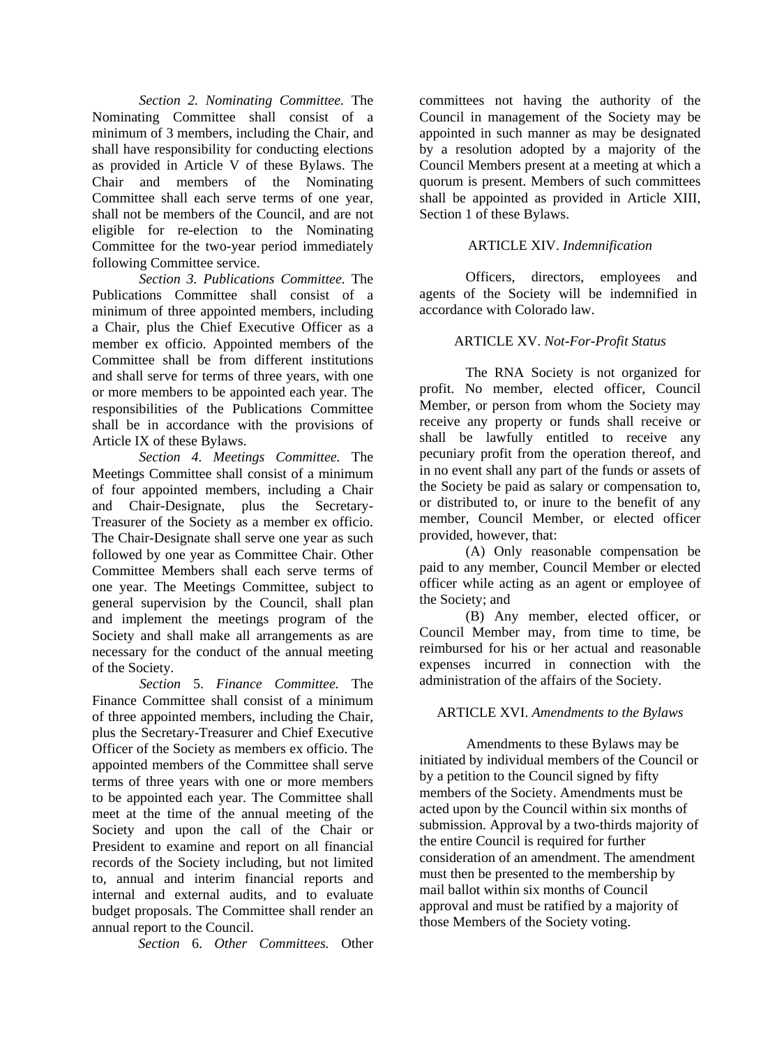*Section 2. Nominating Committee.* The Nominating Committee shall consist of a minimum of 3 members, including the Chair, and shall have responsibility for conducting elections as provided in Article V of these Bylaws. The Chair and members of the Nominating Committee shall each serve terms of one year, shall not be members of the Council, and are not eligible for re-election to the Nominating Committee for the two-year period immediately following Committee service.

*Section 3. Publications Committee.* The Publications Committee shall consist of a minimum of three appointed members, including a Chair, plus the Chief Executive Officer as a member ex officio. Appointed members of the Committee shall be from different institutions and shall serve for terms of three years, with one or more members to be appointed each year. The responsibilities of the Publications Committee shall be in accordance with the provisions of Article IX of these Bylaws.

*Section 4. Meetings Committee.* The Meetings Committee shall consist of a minimum of four appointed members, including a Chair and Chair-Designate, plus the Secretary-Treasurer of the Society as a member ex officio. The Chair-Designate shall serve one year as such followed by one year as Committee Chair. Other Committee Members shall each serve terms of one year. The Meetings Committee, subject to general supervision by the Council, shall plan and implement the meetings program of the Society and shall make all arrangements as are necessary for the conduct of the annual meeting of the Society.

*Section* 5. *Finance Committee.* The Finance Committee shall consist of a minimum of three appointed members, including the Chair, plus the Secretary-Treasurer and Chief Executive Officer of the Society as members ex officio. The appointed members of the Committee shall serve terms of three years with one or more members to be appointed each year. The Committee shall meet at the time of the annual meeting of the Society and upon the call of the Chair or President to examine and report on all financial records of the Society including, but not limited to, annual and interim financial reports and internal and external audits, and to evaluate budget proposals. The Committee shall render an annual report to the Council.

*Section* 6. *Other Committees.* Other committees not having the authority of the Council in management of the Society may be appointed in such manner as may be designated by a resolution adopted by a majority of the Council Members present at a meeting at which a quorum is present. Members of such committees shall be appointed as provided in Article XIII, Section 1 of these Bylaws.

## ARTICLE XIV. *Indemnification*

Officers, directors, employees and agents of the Society will be indemnified in accordance with Colorado law.

## ARTICLE XV. *Not-For-Profit Status*

The RNA Society is not organized for profit. No member, elected officer, Council Member, or person from whom the Society may receive any property or funds shall receive or shall be lawfully entitled to receive any pecuniary profit from the operation thereof, and in no event shall any part of the funds or assets of the Society be paid as salary or compensation to, or distributed to, or inure to the benefit of any member, Council Member, or elected officer provided, however, that:

(A) Only reasonable compensation be paid to any member, Council Member or elected officer while acting as an agent or employee of the Society; and

(B) Any member, elected officer, or Council Member may, from time to time, be reimbursed for his or her actual and reasonable expenses incurred in connection with the administration of the affairs of the Society.

## ARTICLE XVI. *Amendments to the Bylaws*

Amendments to these Bylaws may be initiated by individual members of the Council or by a petition to the Council signed by fifty members of the Society. Amendments must be acted upon by the Council within six months of submission. Approval by a two-thirds majority of the entire Council is required for further consideration of an amendment. The amendment must then be presented to the membership by mail ballot within six months of Council approval and must be ratified by a majority of those Members of the Society voting.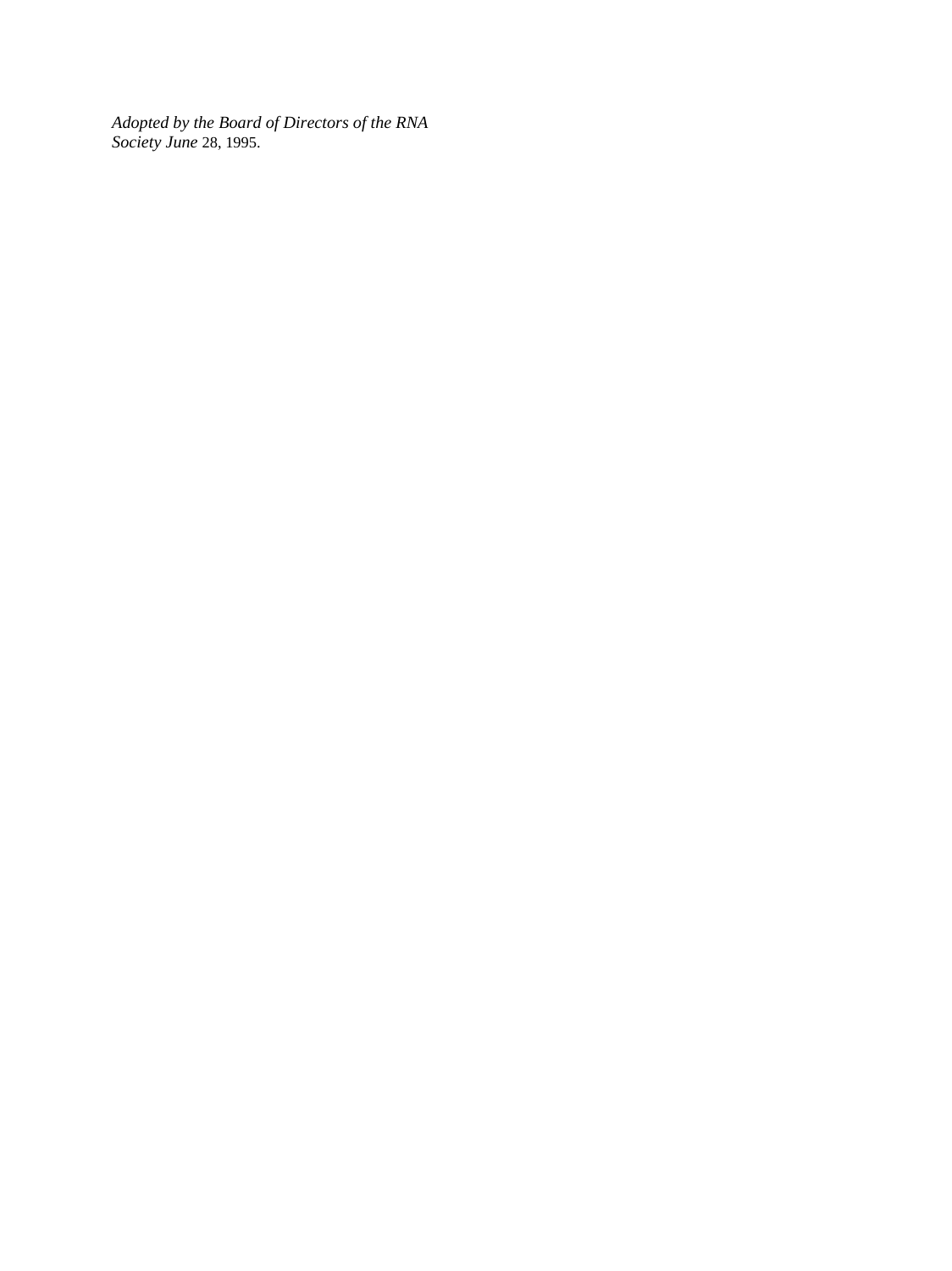*Adopted by the Board of Directors of the RNA Society June* 28, 1995.